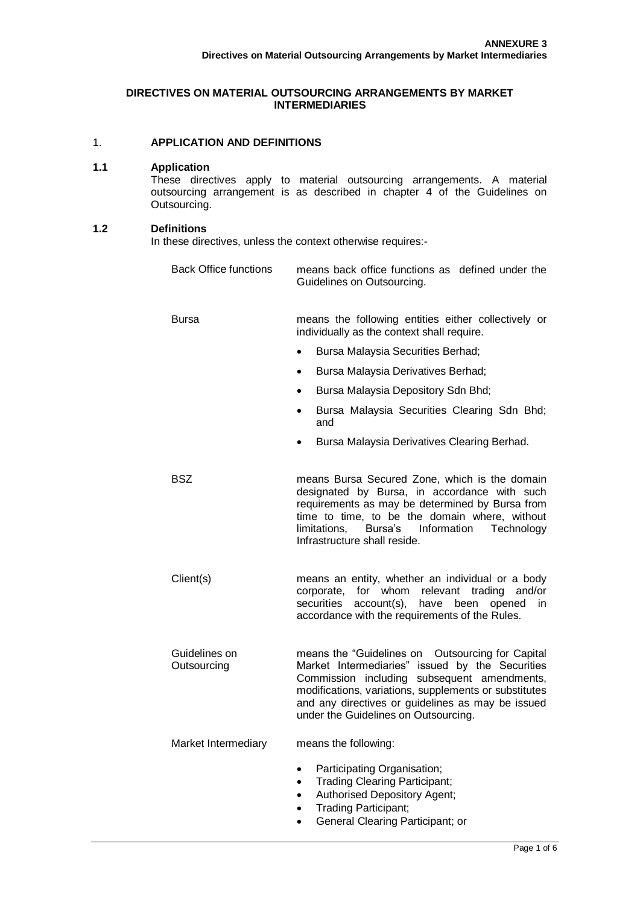**ANNEXURE 3**
**Directives on Material Outsourcing Arrangements by Market Intermediaries**

# DIRECTIVES ON MATERIAL OUTSOURCING ARRANGEMENTS BY MARKET INTERMEDIARIES

## 1. APPLICATION AND DEFINITIONS

### 1.1 Application

These directives apply to material outsourcing arrangements. A material outsourcing arrangement is as described in chapter 4 of the Guidelines on Outsourcing.

### 1.2 Definitions

In these directives, unless the context otherwise requires:-

| Term | Definition |
|---|---|
| Back Office functions | means back office functions as defined under the Guidelines on Outsourcing. |
| Bursa | means the following entities either collectively or individually as the context shall require.<br>• Bursa Malaysia Securities Berhad;<br>• Bursa Malaysia Derivatives Berhad;<br>• Bursa Malaysia Depository Sdn Bhd;<br>• Bursa Malaysia Securities Clearing Sdn Bhd; and<br>• Bursa Malaysia Derivatives Clearing Berhad. |
| BSZ | means Bursa Secured Zone, which is the domain designated by Bursa, in accordance with such requirements as may be determined by Bursa from time to time, to be the domain where, without limitations, Bursa's Information Technology Infrastructure shall reside. |
| Client(s) | means an entity, whether an individual or a body corporate, for whom relevant trading and/or securities account(s), have been opened in accordance with the requirements of the Rules. |
| Guidelines on Outsourcing | means the "Guidelines on Outsourcing for Capital Market Intermediaries" issued by the Securities Commission including subsequent amendments, modifications, variations, supplements or substitutes and any directives or guidelines as may be issued under the Guidelines on Outsourcing. |
| Market Intermediary | means the following:<br>• Participating Organisation;<br>• Trading Clearing Participant;<br>• Authorised Depository Agent;<br>• Trading Participant;<br>• General Clearing Participant; or |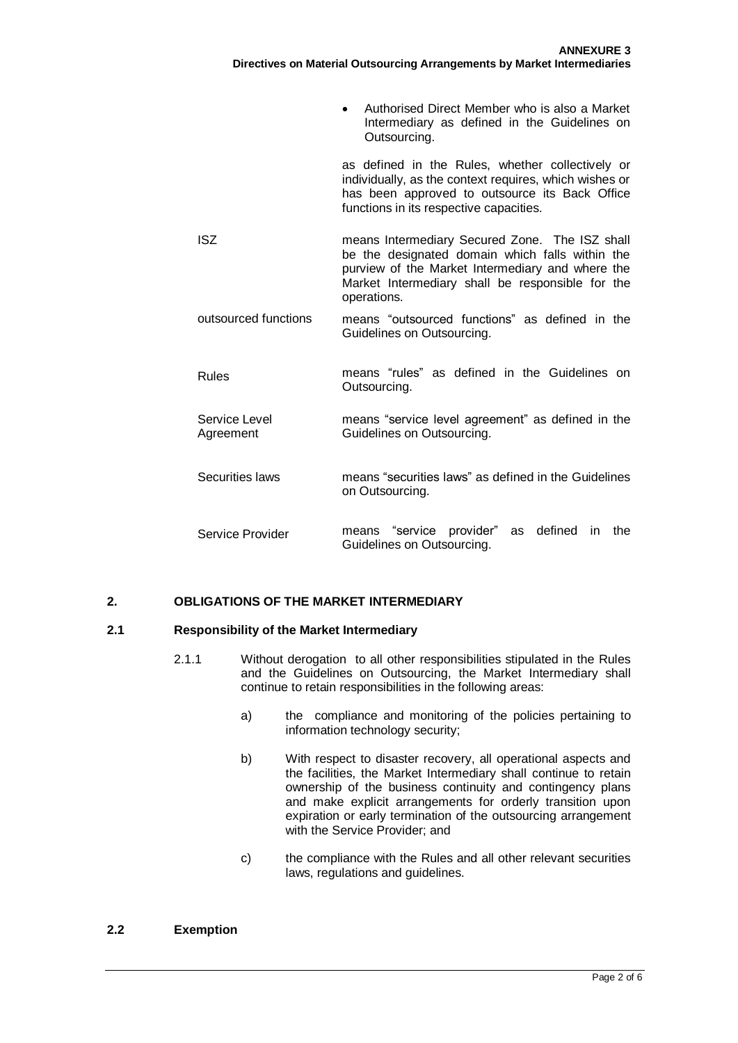- Authorised Direct Member who is also a Market Intermediary as defined in the Guidelines on Outsourcing.

as defined in the Rules, whether collectively or individually, as the context requires, which wishes or has been approved to outsource its Back Office functions in its respective capacities.

| | |
|---|---|
| ISZ | means Intermediary Secured Zone. The ISZ shall be the designated domain which falls within the purview of the Market Intermediary and where the Market Intermediary shall be responsible for the operations. |
| outsourced functions | means "outsourced functions" as defined in the Guidelines on Outsourcing. |
| Rules | means "rules" as defined in the Guidelines on Outsourcing. |
| Service Level Agreement | means "service level agreement" as defined in the Guidelines on Outsourcing. |
| Securities laws | means "securities laws" as defined in the Guidelines on Outsourcing. |
| Service Provider | means "service provider" as defined in the Guidelines on Outsourcing. |

## 2. OBLIGATIONS OF THE MARKET INTERMEDIARY

### 2.1 Responsibility of the Market Intermediary

2.1.1 Without derogation to all other responsibilities stipulated in the Rules and the Guidelines on Outsourcing, the Market Intermediary shall continue to retain responsibilities in the following areas:

a) the compliance and monitoring of the policies pertaining to information technology security;

b) With respect to disaster recovery, all operational aspects and the facilities, the Market Intermediary shall continue to retain ownership of the business continuity and contingency plans and make explicit arrangements for orderly transition upon expiration or early termination of the outsourcing arrangement with the Service Provider; and

c) the compliance with the Rules and all other relevant securities laws, regulations and guidelines.

### 2.2 Exemption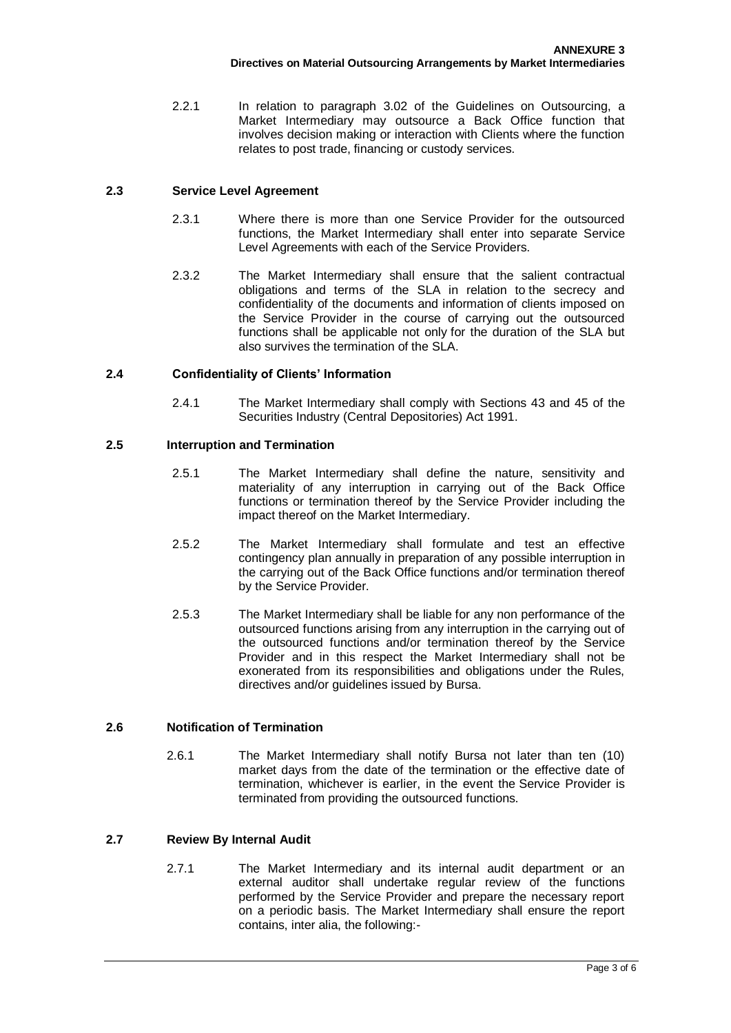2.2.1 In relation to paragraph 3.02 of the Guidelines on Outsourcing, a Market Intermediary may outsource a Back Office function that involves decision making or interaction with Clients where the function relates to post trade, financing or custody services.

### 2.3 Service Level Agreement

2.3.1 Where there is more than one Service Provider for the outsourced functions, the Market Intermediary shall enter into separate Service Level Agreements with each of the Service Providers.

2.3.2 The Market Intermediary shall ensure that the salient contractual obligations and terms of the SLA in relation to the secrecy and confidentiality of the documents and information of clients imposed on the Service Provider in the course of carrying out the outsourced functions shall be applicable not only for the duration of the SLA but also survives the termination of the SLA.

### 2.4 Confidentiality of Clients' Information

2.4.1 The Market Intermediary shall comply with Sections 43 and 45 of the Securities Industry (Central Depositories) Act 1991.

### 2.5 Interruption and Termination

2.5.1 The Market Intermediary shall define the nature, sensitivity and materiality of any interruption in carrying out of the Back Office functions or termination thereof by the Service Provider including the impact thereof on the Market Intermediary.

2.5.2 The Market Intermediary shall formulate and test an effective contingency plan annually in preparation of any possible interruption in the carrying out of the Back Office functions and/or termination thereof by the Service Provider.

2.5.3 The Market Intermediary shall be liable for any non performance of the outsourced functions arising from any interruption in the carrying out of the outsourced functions and/or termination thereof by the Service Provider and in this respect the Market Intermediary shall not be exonerated from its responsibilities and obligations under the Rules, directives and/or guidelines issued by Bursa.

### 2.6 Notification of Termination

2.6.1 The Market Intermediary shall notify Bursa not later than ten (10) market days from the date of the termination or the effective date of termination, whichever is earlier, in the event the Service Provider is terminated from providing the outsourced functions.

### 2.7 Review By Internal Audit

2.7.1 The Market Intermediary and its internal audit department or an external auditor shall undertake regular review of the functions performed by the Service Provider and prepare the necessary report on a periodic basis. The Market Intermediary shall ensure the report contains, inter alia, the following:-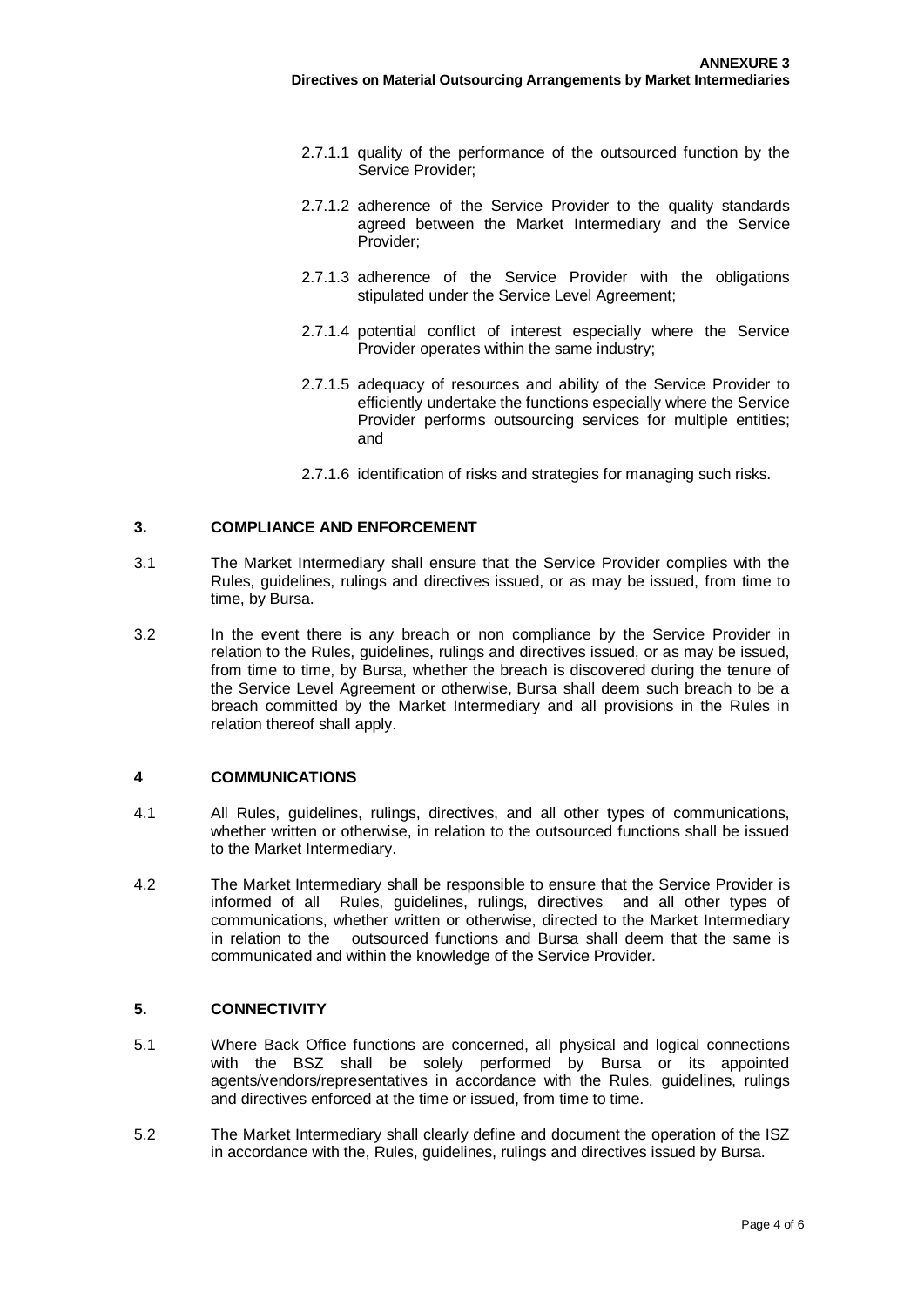2.7.1.1 quality of the performance of the outsourced function by the Service Provider;

2.7.1.2 adherence of the Service Provider to the quality standards agreed between the Market Intermediary and the Service Provider;

2.7.1.3 adherence of the Service Provider with the obligations stipulated under the Service Level Agreement;

2.7.1.4 potential conflict of interest especially where the Service Provider operates within the same industry;

2.7.1.5 adequacy of resources and ability of the Service Provider to efficiently undertake the functions especially where the Service Provider performs outsourcing services for multiple entities; and

2.7.1.6 identification of risks and strategies for managing such risks.

## 3. COMPLIANCE AND ENFORCEMENT

3.1 The Market Intermediary shall ensure that the Service Provider complies with the Rules, guidelines, rulings and directives issued, or as may be issued, from time to time, by Bursa.

3.2 In the event there is any breach or non compliance by the Service Provider in relation to the Rules, guidelines, rulings and directives issued, or as may be issued, from time to time, by Bursa, whether the breach is discovered during the tenure of the Service Level Agreement or otherwise, Bursa shall deem such breach to be a breach committed by the Market Intermediary and all provisions in the Rules in relation thereof shall apply.

## 4 COMMUNICATIONS

4.1 All Rules, guidelines, rulings, directives, and all other types of communications, whether written or otherwise, in relation to the outsourced functions shall be issued to the Market Intermediary.

4.2 The Market Intermediary shall be responsible to ensure that the Service Provider is informed of all Rules, guidelines, rulings, directives and all other types of communications, whether written or otherwise, directed to the Market Intermediary in relation to the outsourced functions and Bursa shall deem that the same is communicated and within the knowledge of the Service Provider.

## 5. CONNECTIVITY

5.1 Where Back Office functions are concerned, all physical and logical connections with the BSZ shall be solely performed by Bursa or its appointed agents/vendors/representatives in accordance with the Rules, guidelines, rulings and directives enforced at the time or issued, from time to time.

5.2 The Market Intermediary shall clearly define and document the operation of the ISZ in accordance with the, Rules, guidelines, rulings and directives issued by Bursa.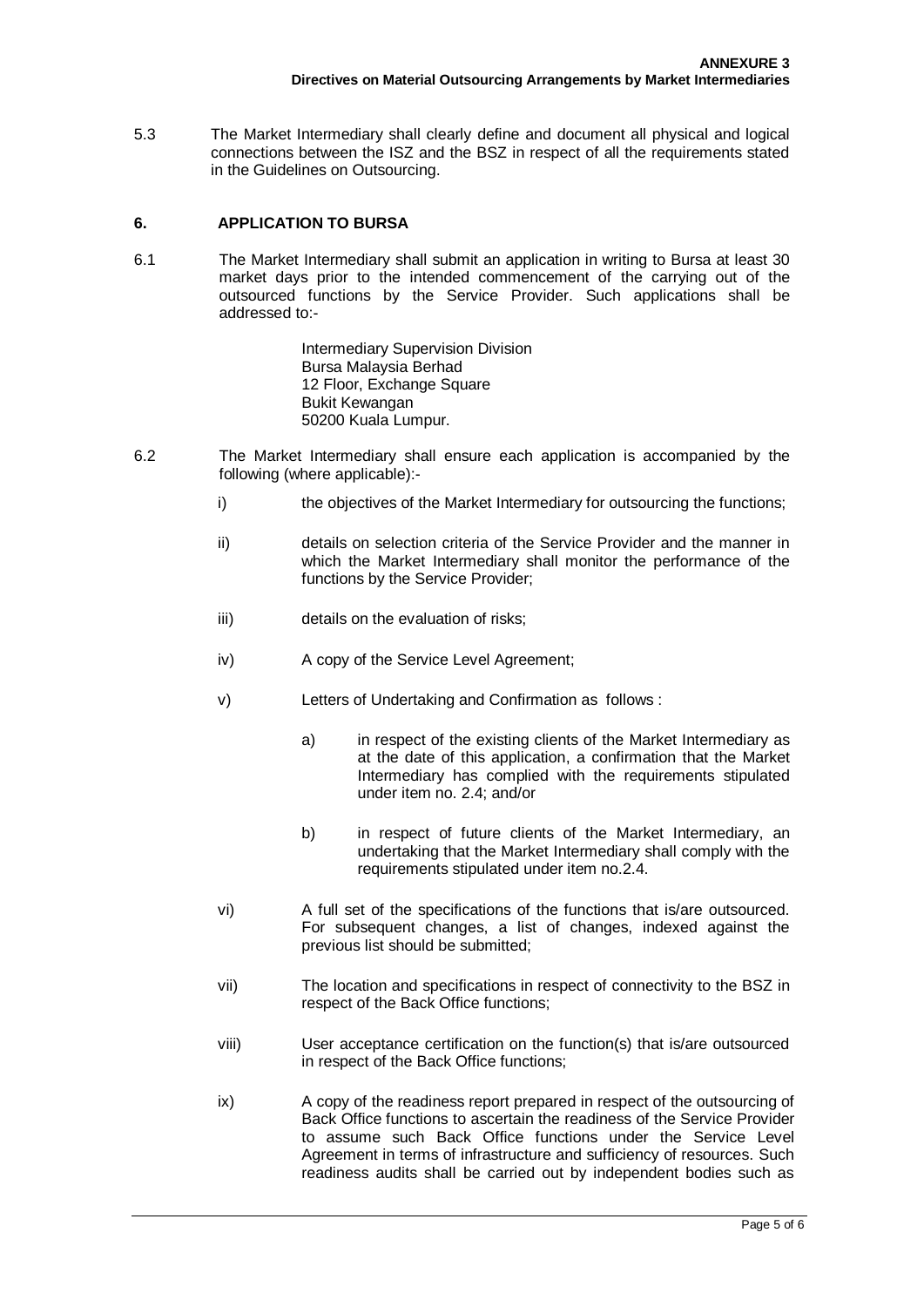5.3 The Market Intermediary shall clearly define and document all physical and logical connections between the ISZ and the BSZ in respect of all the requirements stated in the Guidelines on Outsourcing.

## 6. APPLICATION TO BURSA

6.1 The Market Intermediary shall submit an application in writing to Bursa at least 30 market days prior to the intended commencement of the carrying out of the outsourced functions by the Service Provider. Such applications shall be addressed to:-

> Intermediary Supervision Division
> Bursa Malaysia Berhad
> 12 Floor, Exchange Square
> Bukit Kewangan
> 50200 Kuala Lumpur.

6.2 The Market Intermediary shall ensure each application is accompanied by the following (where applicable):-

i) the objectives of the Market Intermediary for outsourcing the functions;

ii) details on selection criteria of the Service Provider and the manner in which the Market Intermediary shall monitor the performance of the functions by the Service Provider;

iii) details on the evaluation of risks;

iv) A copy of the Service Level Agreement;

v) Letters of Undertaking and Confirmation as follows :

   a) in respect of the existing clients of the Market Intermediary as at the date of this application, a confirmation that the Market Intermediary has complied with the requirements stipulated under item no. 2.4; and/or

   b) in respect of future clients of the Market Intermediary, an undertaking that the Market Intermediary shall comply with the requirements stipulated under item no.2.4.

vi) A full set of the specifications of the functions that is/are outsourced. For subsequent changes, a list of changes, indexed against the previous list should be submitted;

vii) The location and specifications in respect of connectivity to the BSZ in respect of the Back Office functions;

viii) User acceptance certification on the function(s) that is/are outsourced in respect of the Back Office functions;

ix) A copy of the readiness report prepared in respect of the outsourcing of Back Office functions to ascertain the readiness of the Service Provider to assume such Back Office functions under the Service Level Agreement in terms of infrastructure and sufficiency of resources. Such readiness audits shall be carried out by independent bodies such as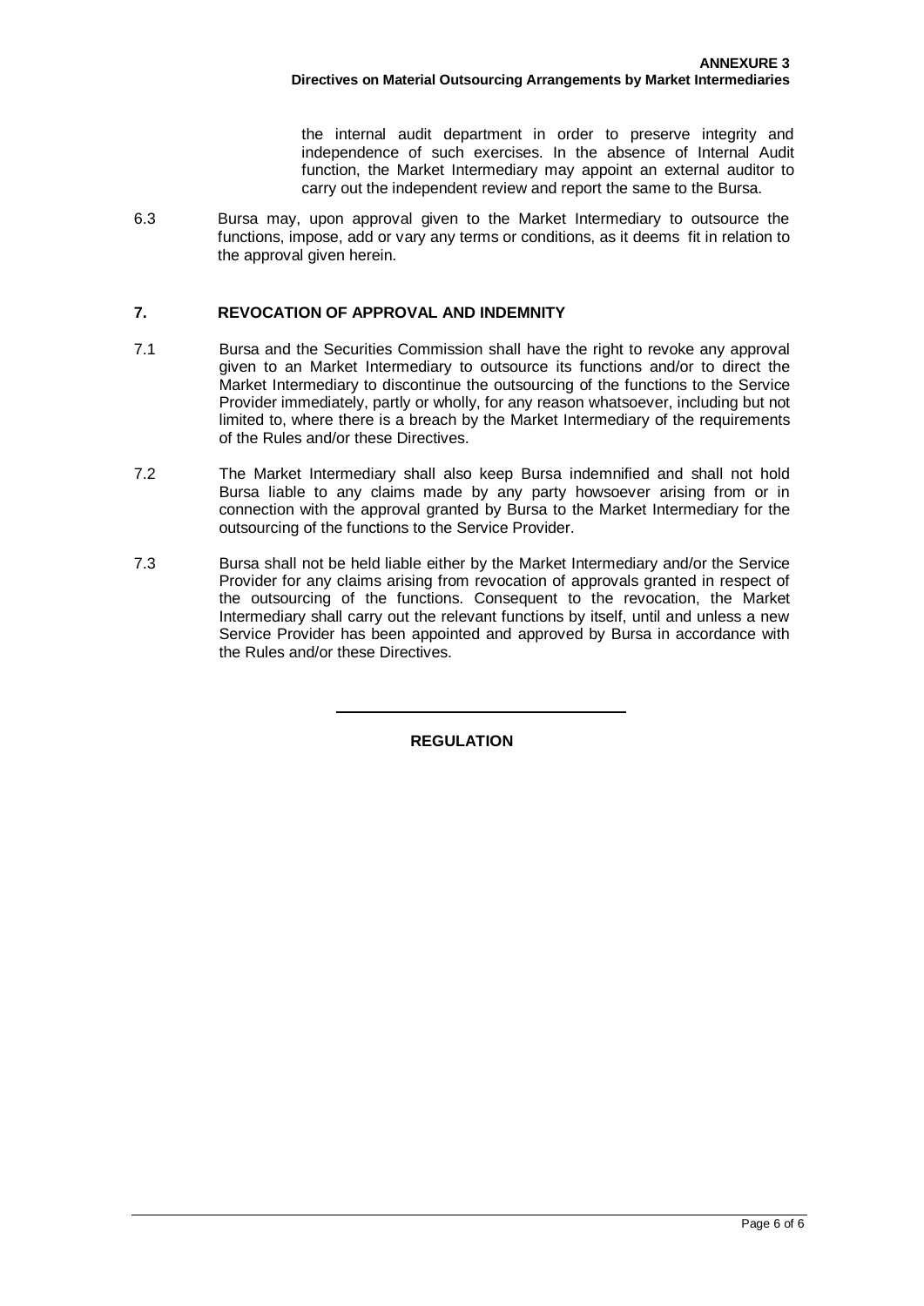the internal audit department in order to preserve integrity and independence of such exercises. In the absence of Internal Audit function, the Market Intermediary may appoint an external auditor to carry out the independent review and report the same to the Bursa.

6.3 Bursa may, upon approval given to the Market Intermediary to outsource the functions, impose, add or vary any terms or conditions, as it deems fit in relation to the approval given herein.

## 7. REVOCATION OF APPROVAL AND INDEMNITY

7.1 Bursa and the Securities Commission shall have the right to revoke any approval given to an Market Intermediary to outsource its functions and/or to direct the Market Intermediary to discontinue the outsourcing of the functions to the Service Provider immediately, partly or wholly, for any reason whatsoever, including but not limited to, where there is a breach by the Market Intermediary of the requirements of the Rules and/or these Directives.

7.2 The Market Intermediary shall also keep Bursa indemnified and shall not hold Bursa liable to any claims made by any party howsoever arising from or in connection with the approval granted by Bursa to the Market Intermediary for the outsourcing of the functions to the Service Provider.

7.3 Bursa shall not be held liable either by the Market Intermediary and/or the Service Provider for any claims arising from revocation of approvals granted in respect of the outsourcing of the functions. Consequent to the revocation, the Market Intermediary shall carry out the relevant functions by itself, until and unless a new Service Provider has been appointed and approved by Bursa in accordance with the Rules and/or these Directives.

---

**REGULATION**